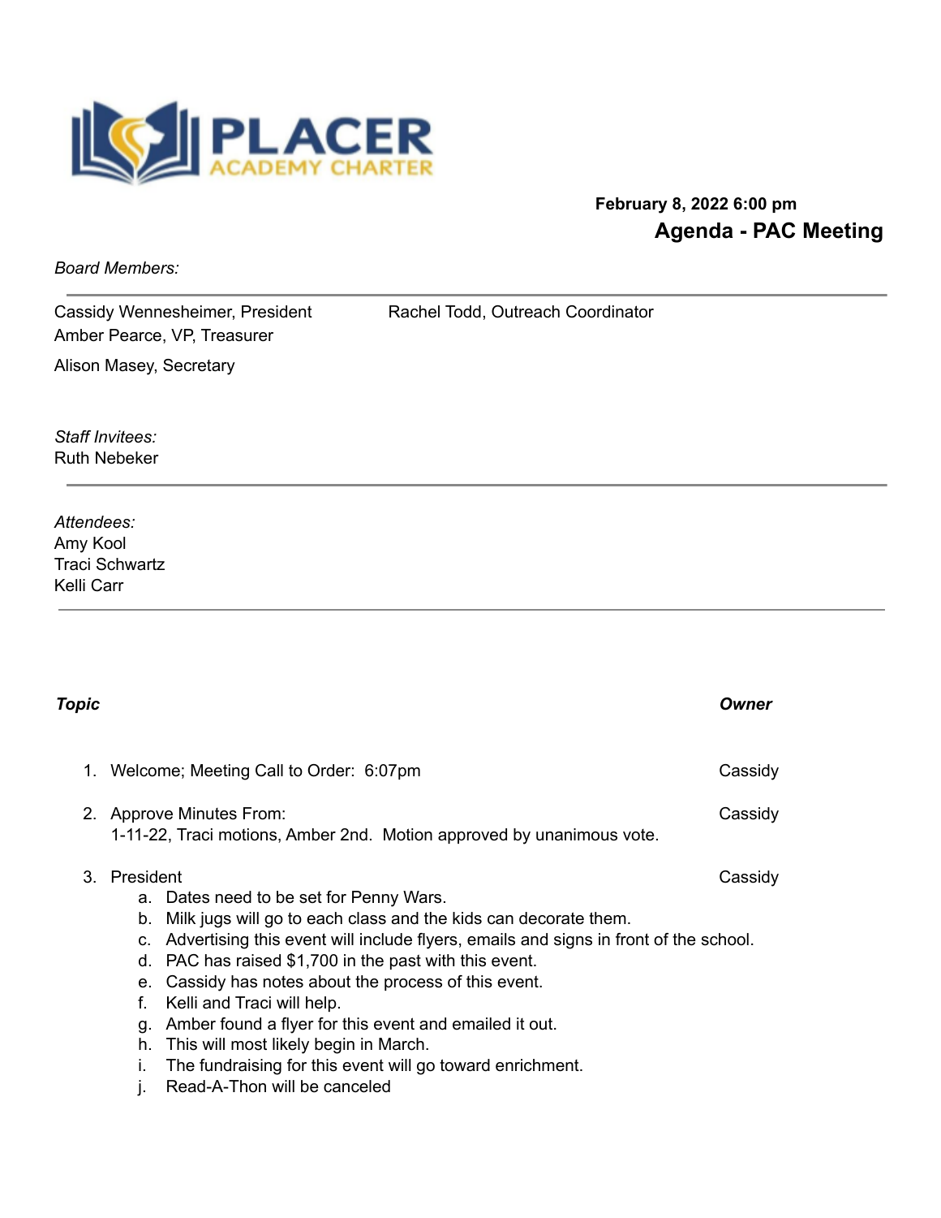PLACER ACADEMY CHARTER

**February 8, 2022 6:00 pm**

## Agenda - PAC Meeting

*Board Members:*

Cassidy Wennesheimer, President
Amber Pearce, VP, Treasurer
Alison Masey, Secretary
Rachel Todd, Outreach Coordinator

*Staff Invitees:*
Ruth Nebeker

*Attendees:*
Amy Kool
Traci Schwartz
Kelli Carr

| ***Topic*** | ***Owner*** |
|---|---|
| 1. Welcome; Meeting Call to Order: 6:07pm | Cassidy |
| 2. Approve Minutes From: 1-11-22, Traci motions, Amber 2nd. Motion approved by unanimous vote. | Cassidy |
| 3. President | Cassidy |

a. Dates need to be set for Penny Wars.
b. Milk jugs will go to each class and the kids can decorate them.
c. Advertising this event will include flyers, emails and signs in front of the school.
d. PAC has raised $1,700 in the past with this event.
e. Cassidy has notes about the process of this event.
f. Kelli and Traci will help.
g. Amber found a flyer for this event and emailed it out.
h. This will most likely begin in March.
i. The fundraising for this event will go toward enrichment.
j. Read-A-Thon will be canceled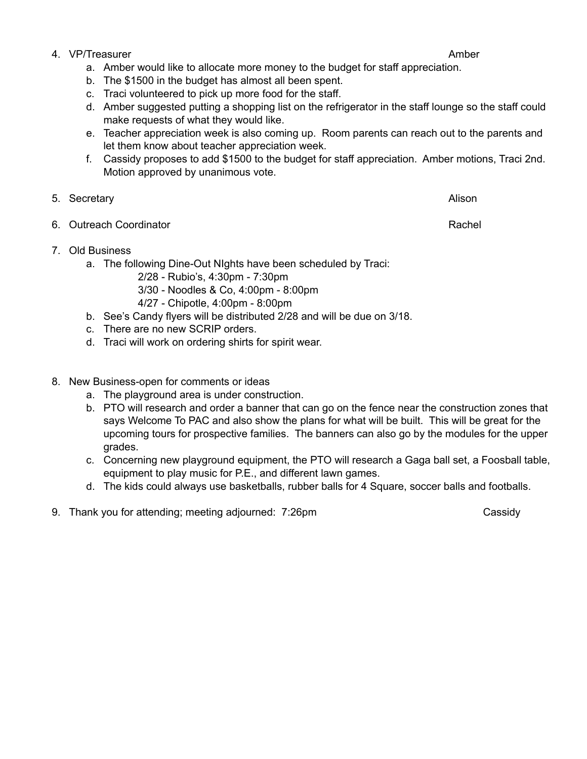4. VP/Treasurer — Amber
    a. Amber would like to allocate more money to the budget for staff appreciation.
    b. The $1500 in the budget has almost all been spent.
    c. Traci volunteered to pick up more food for the staff.
    d. Amber suggested putting a shopping list on the refrigerator in the staff lounge so the staff could make requests of what they would like.
    e. Teacher appreciation week is also coming up. Room parents can reach out to the parents and let them know about teacher appreciation week.
    f. Cassidy proposes to add $1500 to the budget for staff appreciation. Amber motions, Traci 2nd. Motion approved by unanimous vote.

5. Secretary — Alison

6. Outreach Coordinator — Rachel

7. Old Business
    a. The following Dine-Out NIghts have been scheduled by Traci:
        - 2/28 - Rubio's, 4:30pm - 7:30pm
        - 3/30 - Noodles & Co, 4:00pm - 8:00pm
        - 4/27 - Chipotle, 4:00pm - 8:00pm
    b. See's Candy flyers will be distributed 2/28 and will be due on 3/18.
    c. There are no new SCRIP orders.
    d. Traci will work on ordering shirts for spirit wear.

8. New Business-open for comments or ideas
    a. The playground area is under construction.
    b. PTO will research and order a banner that can go on the fence near the construction zones that says Welcome To PAC and also show the plans for what will be built. This will be great for the upcoming tours for prospective families. The banners can also go by the modules for the upper grades.
    c. Concerning new playground equipment, the PTO will research a Gaga ball set, a Foosball table, equipment to play music for P.E., and different lawn games.
    d. The kids could always use basketballs, rubber balls for 4 Square, soccer balls and footballs.

9. Thank you for attending; meeting adjourned: 7:26pm — Cassidy